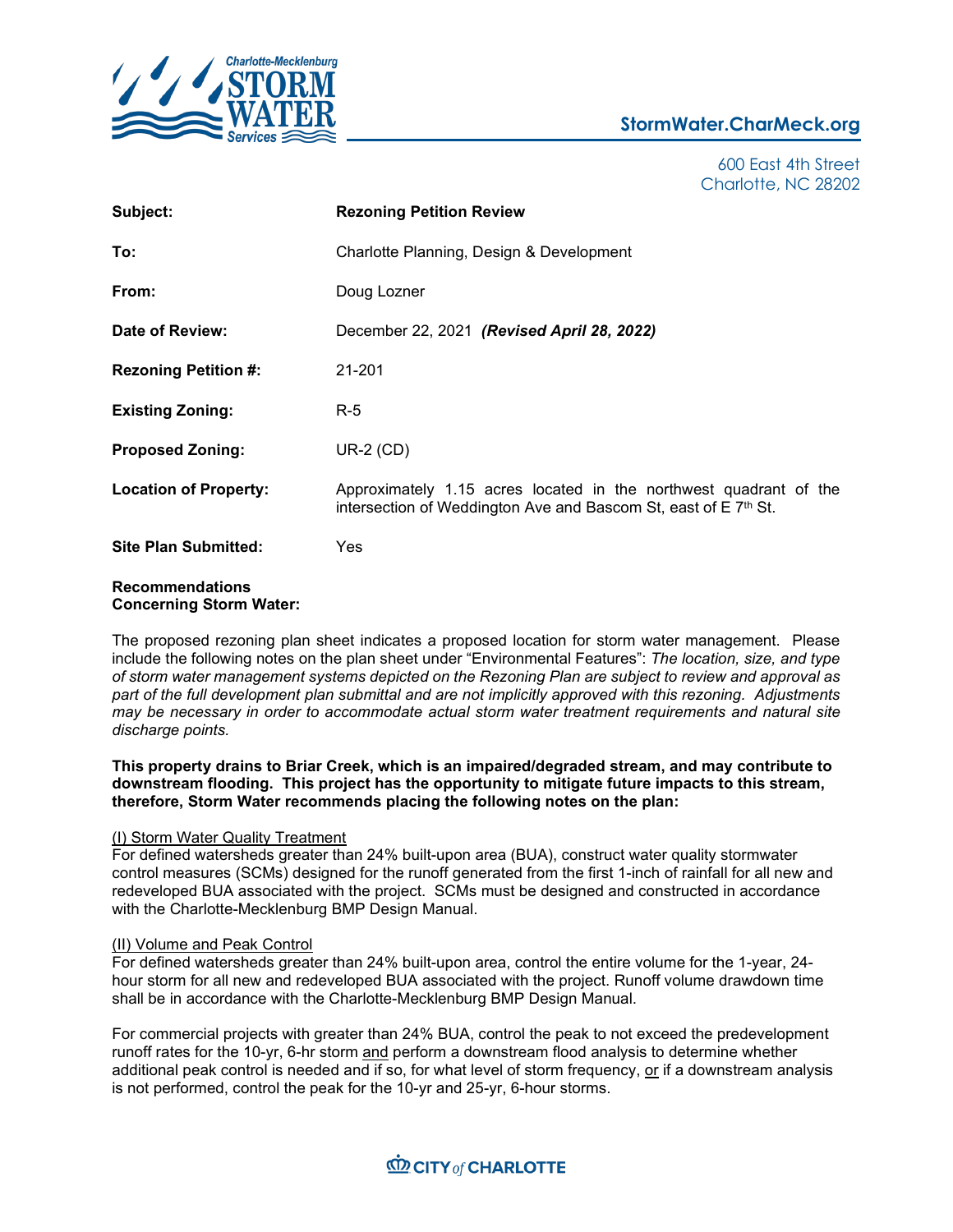Charlote-Mecklenburg STORM WATER Services

StormWater.CharMeck.org

600 East 4th Street
Charlotte, NC 28202

| | |
|---|---|
| **Subject:** | **Rezoning Petition Review** |
| **To:** | Charlotte Planning, Design & Development |
| **From:** | Doug Lozner |
| **Date of Review:** | December 22, 2021 ***(Revised April 28, 2022)*** |
| **Rezoning Petition #:** | 21-201 |
| **Existing Zoning:** | R-5 |
| **Proposed Zoning:** | UR-2 (CD) |
| **Location of Property:** | Approximately 1.15 acres located in the northwest quadrant of the intersection of Weddington Ave and Bascom St, east of E 7th St. |
| **Site Plan Submitted:** | Yes |

**Recommendations Concerning Storm Water:**

The proposed rezoning plan sheet indicates a proposed location for storm water management. Please include the following notes on the plan sheet under "Environmental Features": *The location, size, and type of storm water management systems depicted on the Rezoning Plan are subject to review and approval as part of the full development plan submittal and are not implicitly approved with this rezoning. Adjustments may be necessary in order to accommodate actual storm water treatment requirements and natural site discharge points.*

**This property drains to Briar Creek, which is an impaired/degraded stream, and may contribute to downstream flooding. This project has the opportunity to mitigate future impacts to this stream, therefore, Storm Water recommends placing the following notes on the plan:**

<u>(I) Storm Water Quality Treatment</u>
For defined watersheds greater than 24% built-upon area (BUA), construct water quality stormwater control measures (SCMs) designed for the runoff generated from the first 1-inch of rainfall for all new and redeveloped BUA associated with the project. SCMs must be designed and constructed in accordance with the Charlotte-Mecklenburg BMP Design Manual.

<u>(II) Volume and Peak Control</u>
For defined watersheds greater than 24% built-upon area, control the entire volume for the 1-year, 24-hour storm for all new and redeveloped BUA associated with the project. Runoff volume drawdown time shall be in accordance with the Charlotte-Mecklenburg BMP Design Manual.

For commercial projects with greater than 24% BUA, control the peak to not exceed the predevelopment runoff rates for the 10-yr, 6-hr storm <u>and</u> perform a downstream flood analysis to determine whether additional peak control is needed and if so, for what level of storm frequency, <u>or</u> if a downstream analysis is not performed, control the peak for the 10-yr and 25-yr, 6-hour storms.

CITY of CHARLOTTE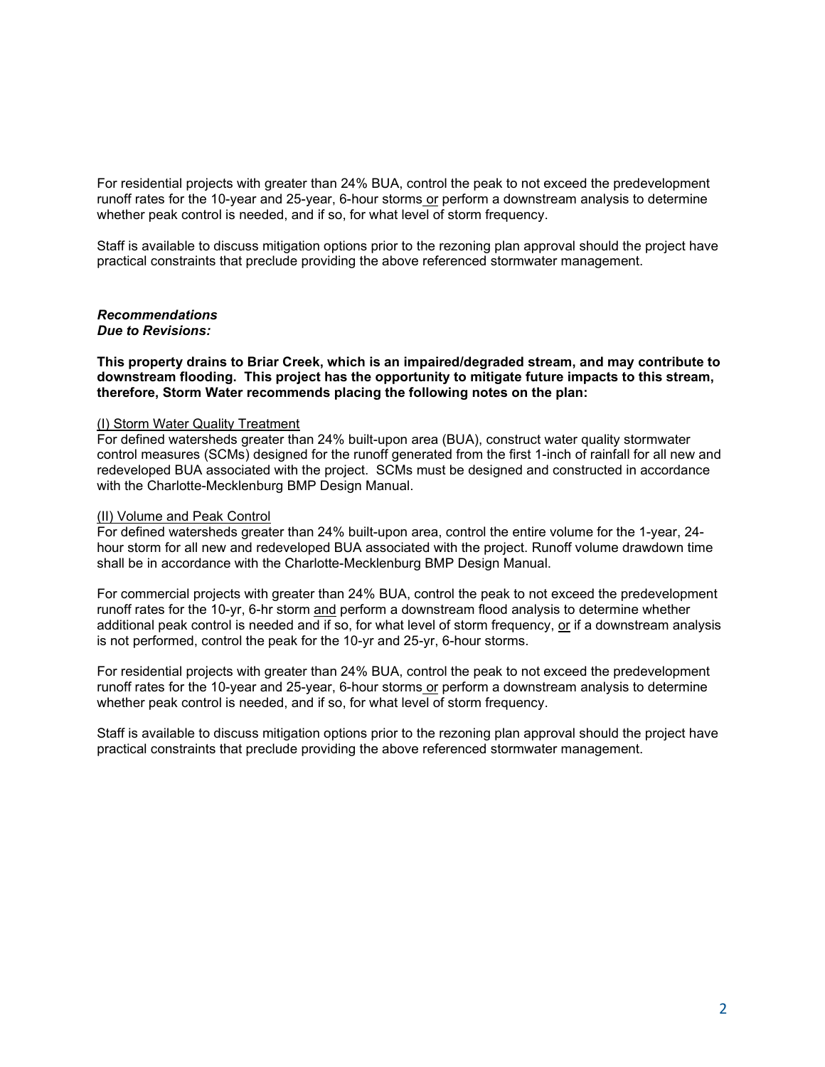For residential projects with greater than 24% BUA, control the peak to not exceed the predevelopment runoff rates for the 10-year and 25-year, 6-hour storms <u>or</u> perform a downstream analysis to determine whether peak control is needed, and if so, for what level of storm frequency.

Staff is available to discuss mitigation options prior to the rezoning plan approval should the project have practical constraints that preclude providing the above referenced stormwater management.

***Recommendations***
***Due to Revisions:***

**This property drains to Briar Creek, which is an impaired/degraded stream, and may contribute to downstream flooding. This project has the opportunity to mitigate future impacts to this stream, therefore, Storm Water recommends placing the following notes on the plan:**

<u>(I) Storm Water Quality Treatment</u>
For defined watersheds greater than 24% built-upon area (BUA), construct water quality stormwater control measures (SCMs) designed for the runoff generated from the first 1-inch of rainfall for all new and redeveloped BUA associated with the project. SCMs must be designed and constructed in accordance with the Charlotte-Mecklenburg BMP Design Manual.

<u>(II) Volume and Peak Control</u>
For defined watersheds greater than 24% built-upon area, control the entire volume for the 1-year, 24-hour storm for all new and redeveloped BUA associated with the project. Runoff volume drawdown time shall be in accordance with the Charlotte-Mecklenburg BMP Design Manual.

For commercial projects with greater than 24% BUA, control the peak to not exceed the predevelopment runoff rates for the 10-yr, 6-hr storm <u>and</u> perform a downstream flood analysis to determine whether additional peak control is needed and if so, for what level of storm frequency, <u>or</u> if a downstream analysis is not performed, control the peak for the 10-yr and 25-yr, 6-hour storms.

For residential projects with greater than 24% BUA, control the peak to not exceed the predevelopment runoff rates for the 10-year and 25-year, 6-hour storms <u>or</u> perform a downstream analysis to determine whether peak control is needed, and if so, for what level of storm frequency.

Staff is available to discuss mitigation options prior to the rezoning plan approval should the project have practical constraints that preclude providing the above referenced stormwater management.